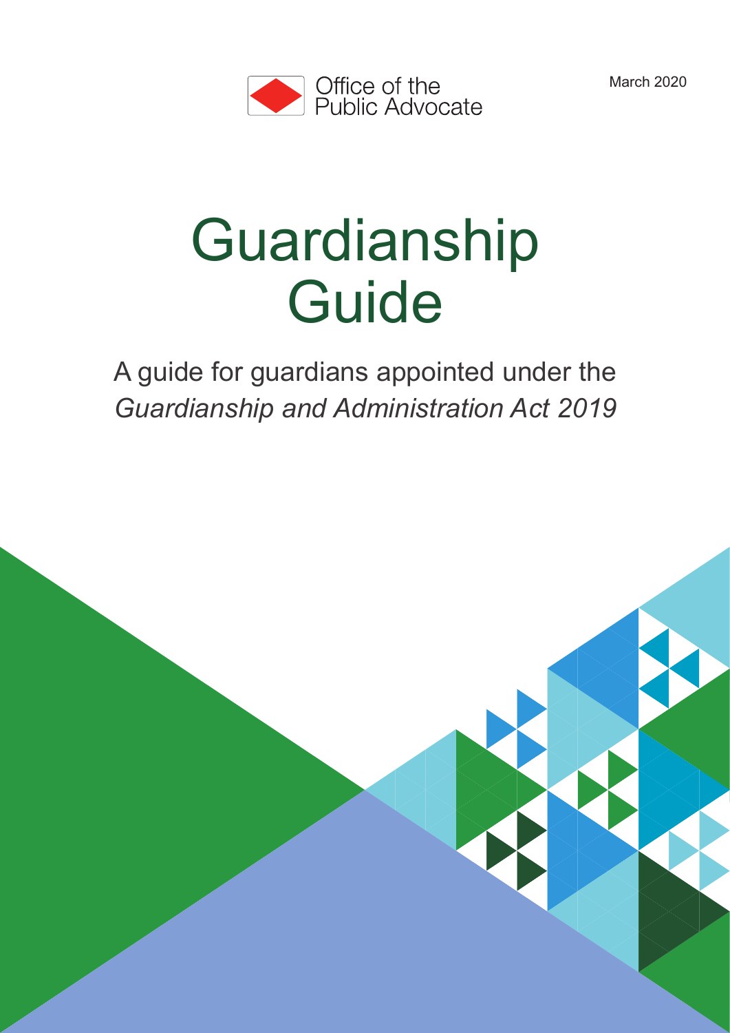Office of the Public Advocate

March 2020

# Guardianship Guide

A guide for guardians appointed under the *Guardianship and Administration Act 2019*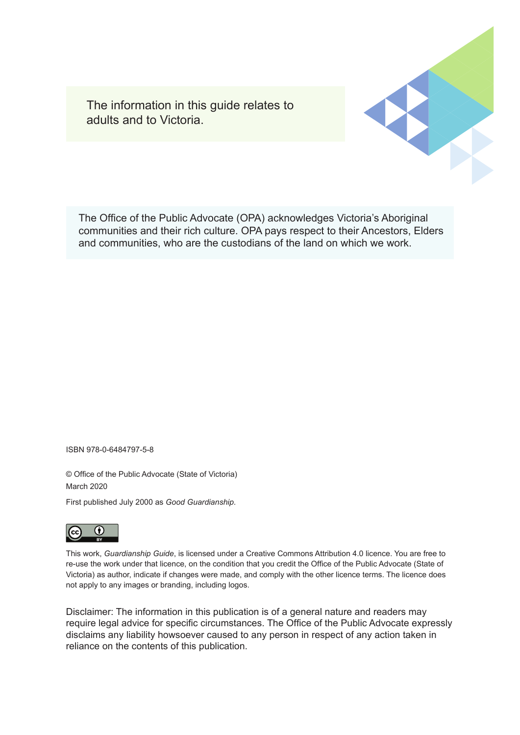The information in this guide relates to adults and to Victoria.

The Office of the Public Advocate (OPA) acknowledges Victoria's Aboriginal communities and their rich culture. OPA pays respect to their Ancestors, Elders and communities, who are the custodians of the land on which we work.

ISBN 978-0-6484797-5-8

© Office of the Public Advocate (State of Victoria)
March 2020

First published July 2000 as *Good Guardianship*.

This work, *Guardianship Guide*, is licensed under a Creative Commons Attribution 4.0 licence. You are free to re-use the work under that licence, on the condition that you credit the Office of the Public Advocate (State of Victoria) as author, indicate if changes were made, and comply with the other licence terms. The licence does not apply to any images or branding, including logos.

Disclaimer: The information in this publication is of a general nature and readers may require legal advice for specific circumstances. The Office of the Public Advocate expressly disclaims any liability howsoever caused to any person in respect of any action taken in reliance on the contents of this publication.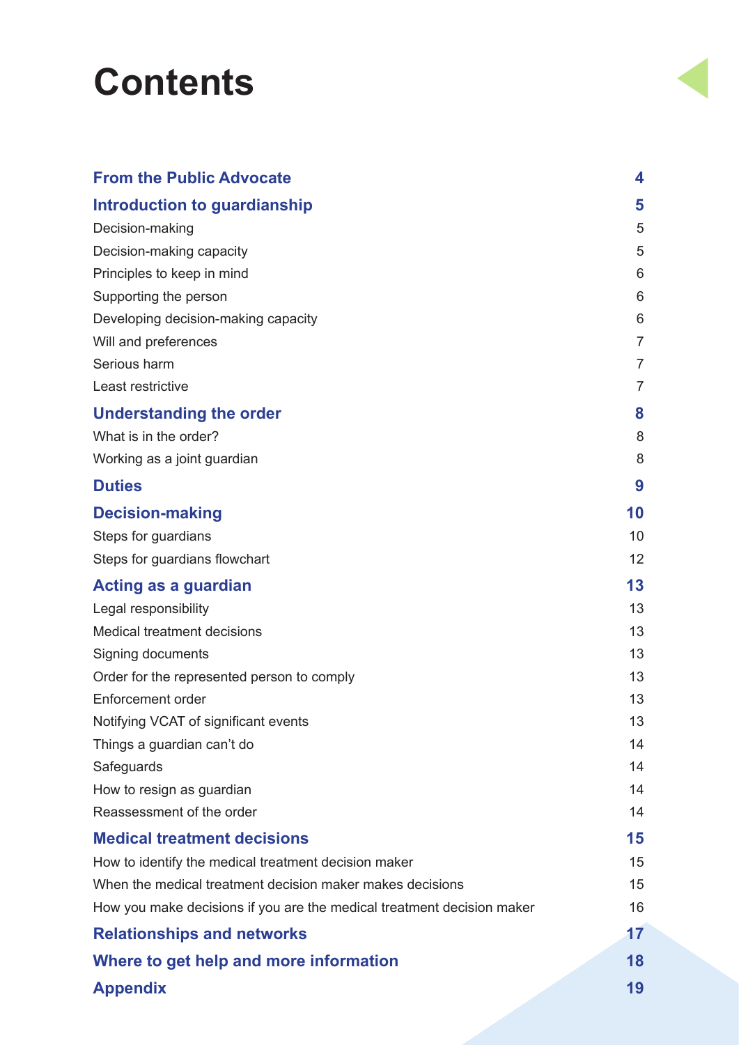# Contents

| | |
|---|---|
| **From the Public Advocate** | **4** |
| **Introduction to guardianship** | **5** |
| Decision-making | 5 |
| Decision-making capacity | 5 |
| Principles to keep in mind | 6 |
| Supporting the person | 6 |
| Developing decision-making capacity | 6 |
| Will and preferences | 7 |
| Serious harm | 7 |
| Least restrictive | 7 |
| **Understanding the order** | **8** |
| What is in the order? | 8 |
| Working as a joint guardian | 8 |
| **Duties** | **9** |
| **Decision-making** | **10** |
| Steps for guardians | 10 |
| Steps for guardians flowchart | 12 |
| **Acting as a guardian** | **13** |
| Legal responsibility | 13 |
| Medical treatment decisions | 13 |
| Signing documents | 13 |
| Order for the represented person to comply | 13 |
| Enforcement order | 13 |
| Notifying VCAT of significant events | 13 |
| Things a guardian can't do | 14 |
| Safeguards | 14 |
| How to resign as guardian | 14 |
| Reassessment of the order | 14 |
| **Medical treatment decisions** | **15** |
| How to identify the medical treatment decision maker | 15 |
| When the medical treatment decision maker makes decisions | 15 |
| How you make decisions if you are the medical treatment decision maker | 16 |
| **Relationships and networks** | **17** |
| **Where to get help and more information** | **18** |
| **Appendix** | **19** |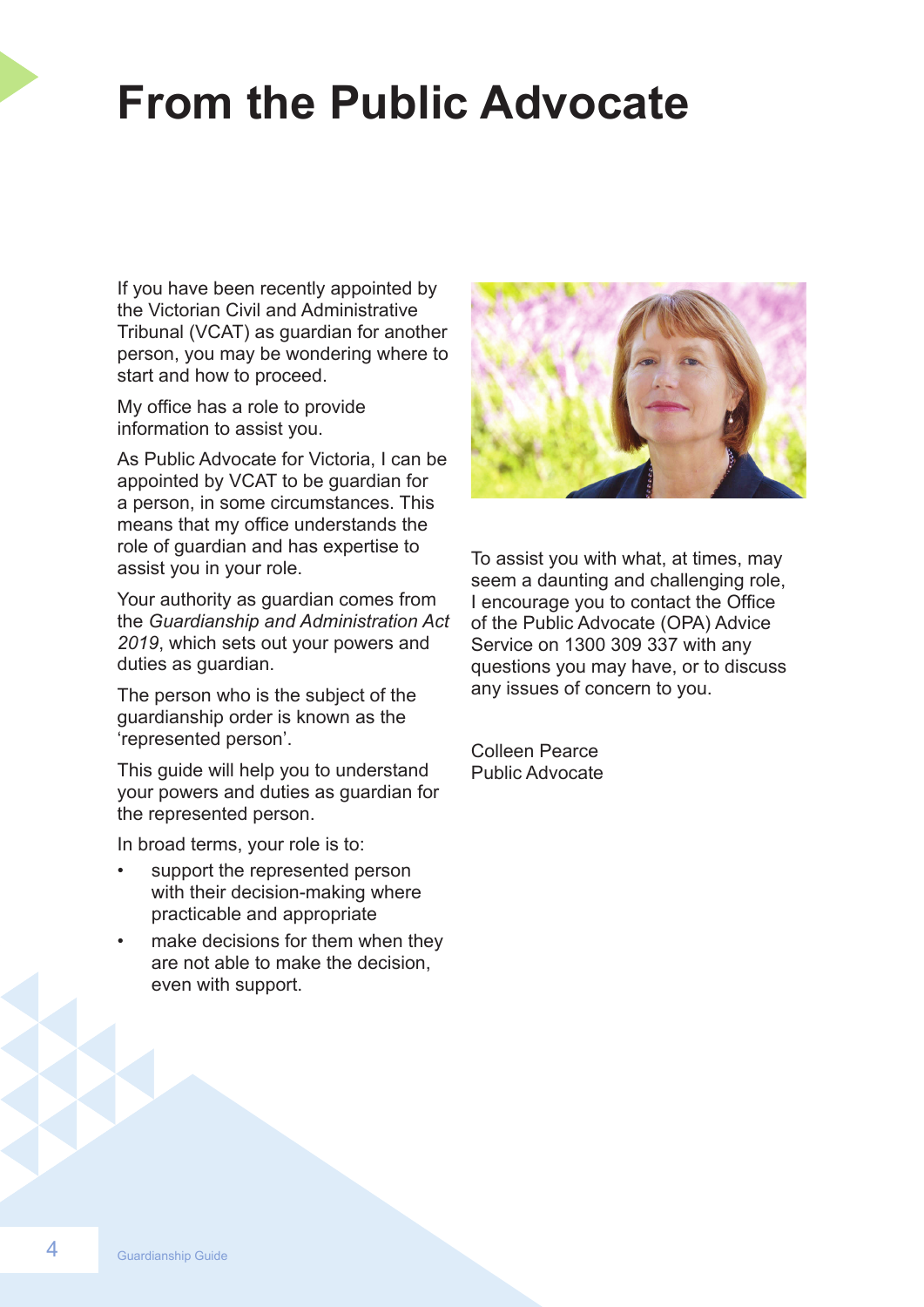# From the Public Advocate

If you have been recently appointed by the Victorian Civil and Administrative Tribunal (VCAT) as guardian for another person, you may be wondering where to start and how to proceed.

My office has a role to provide information to assist you.

As Public Advocate for Victoria, I can be appointed by VCAT to be guardian for a person, in some circumstances. This means that my office understands the role of guardian and has expertise to assist you in your role.

Your authority as guardian comes from the *Guardianship and Administration Act 2019*, which sets out your powers and duties as guardian.

The person who is the subject of the guardianship order is known as the 'represented person'.

This guide will help you to understand your powers and duties as guardian for the represented person.

In broad terms, your role is to:

- support the represented person with their decision-making where practicable and appropriate
- make decisions for them when they are not able to make the decision, even with support.

To assist you with what, at times, may seem a daunting and challenging role, I encourage you to contact the Office of the Public Advocate (OPA) Advice Service on 1300 309 337 with any questions you may have, or to discuss any issues of concern to you.

Colleen Pearce
Public Advocate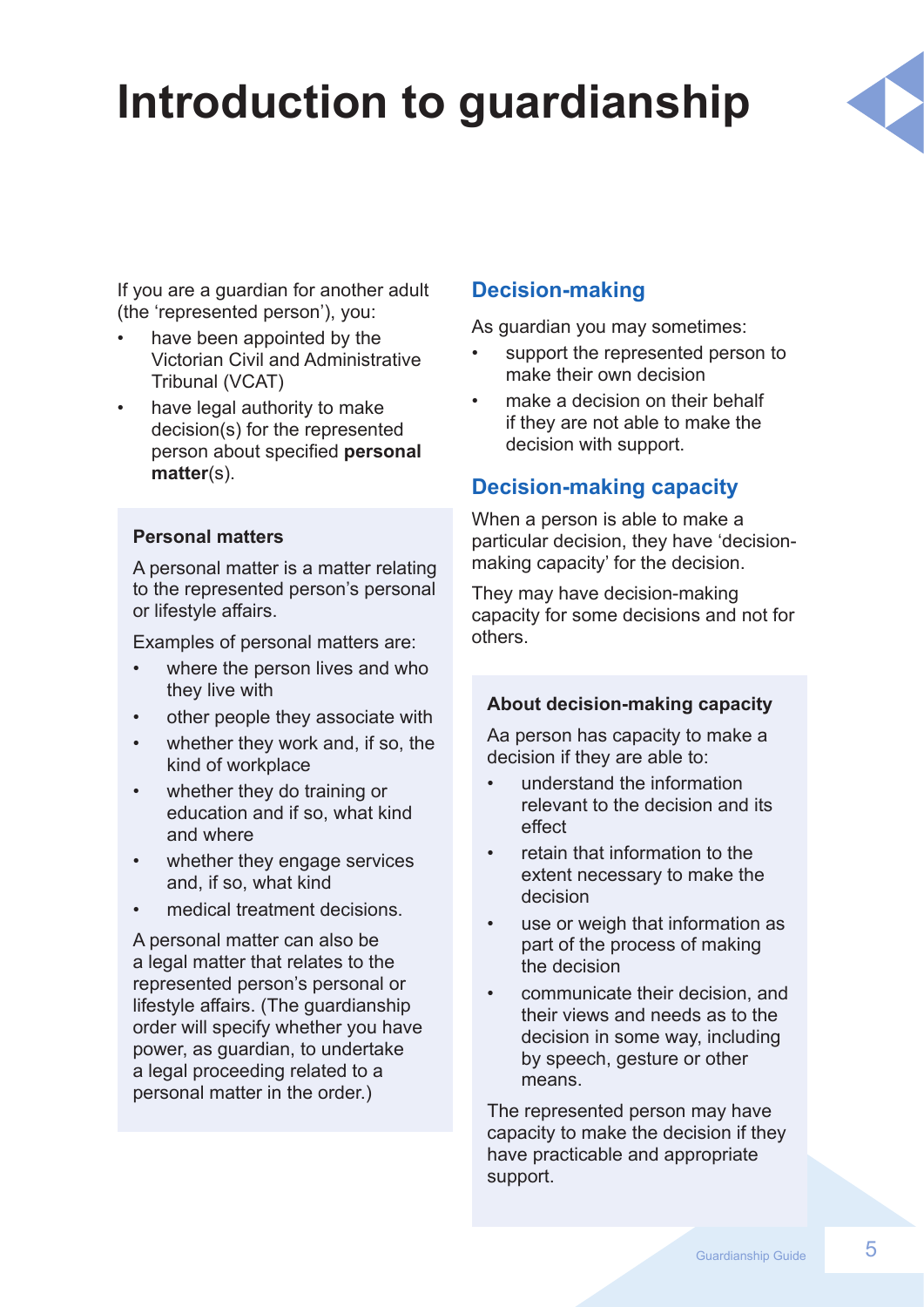# Introduction to guardianship

If you are a guardian for another adult (the 'represented person'), you:

- have been appointed by the Victorian Civil and Administrative Tribunal (VCAT)
- have legal authority to make decision(s) for the represented person about specified **personal matter**(s).

### Personal matters

A personal matter is a matter relating to the represented person's personal or lifestyle affairs.

Examples of personal matters are:

- where the person lives and who they live with
- other people they associate with
- whether they work and, if so, the kind of workplace
- whether they do training or education and if so, what kind and where
- whether they engage services and, if so, what kind
- medical treatment decisions.

A personal matter can also be a legal matter that relates to the represented person's personal or lifestyle affairs. (The guardianship order will specify whether you have power, as guardian, to undertake a legal proceeding related to a personal matter in the order.)

## Decision-making

As guardian you may sometimes:

- support the represented person to make their own decision
- make a decision on their behalf if they are not able to make the decision with support.

## Decision-making capacity

When a person is able to make a particular decision, they have 'decision-making capacity' for the decision.

They may have decision-making capacity for some decisions and not for others.

### About decision-making capacity

Aa person has capacity to make a decision if they are able to:

- understand the information relevant to the decision and its effect
- retain that information to the extent necessary to make the decision
- use or weigh that information as part of the process of making the decision
- communicate their decision, and their views and needs as to the decision in some way, including by speech, gesture or other means.

The represented person may have capacity to make the decision if they have practicable and appropriate support.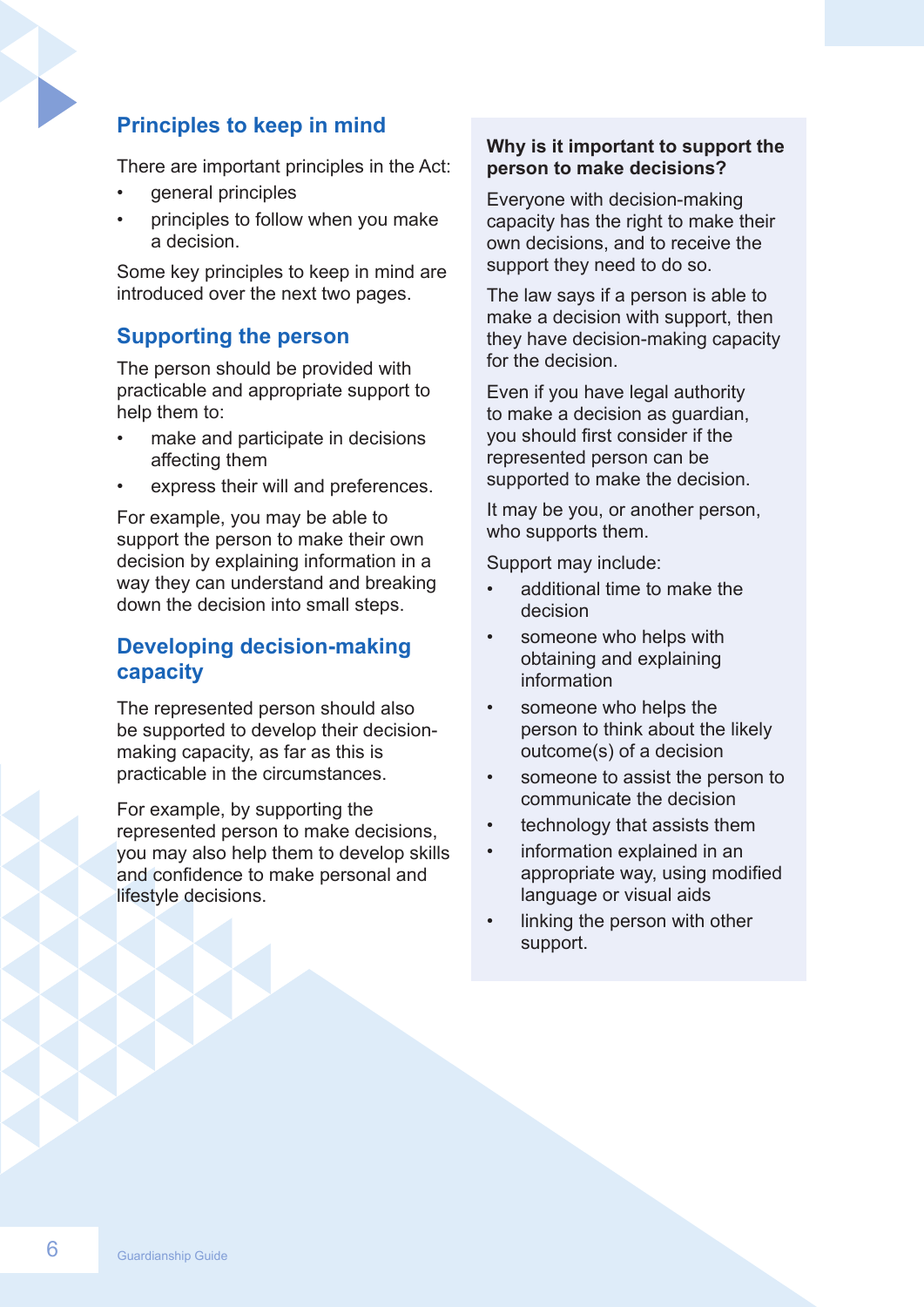## Principles to keep in mind

There are important principles in the Act:

- general principles
- principles to follow when you make a decision.

Some key principles to keep in mind are introduced over the next two pages.

## Supporting the person

The person should be provided with practicable and appropriate support to help them to:

- make and participate in decisions affecting them
- express their will and preferences.

For example, you may be able to support the person to make their own decision by explaining information in a way they can understand and breaking down the decision into small steps.

## Developing decision-making capacity

The represented person should also be supported to develop their decision-making capacity, as far as this is practicable in the circumstances.

For example, by supporting the represented person to make decisions, you may also help them to develop skills and confidence to make personal and lifestyle decisions.

### Why is it important to support the person to make decisions?

Everyone with decision-making capacity has the right to make their own decisions, and to receive the support they need to do so.

The law says if a person is able to make a decision with support, then they have decision-making capacity for the decision.

Even if you have legal authority to make a decision as guardian, you should first consider if the represented person can be supported to make the decision.

It may be you, or another person, who supports them.

Support may include:

- additional time to make the decision
- someone who helps with obtaining and explaining information
- someone who helps the person to think about the likely outcome(s) of a decision
- someone to assist the person to communicate the decision
- technology that assists them
- information explained in an appropriate way, using modified language or visual aids
- linking the person with other support.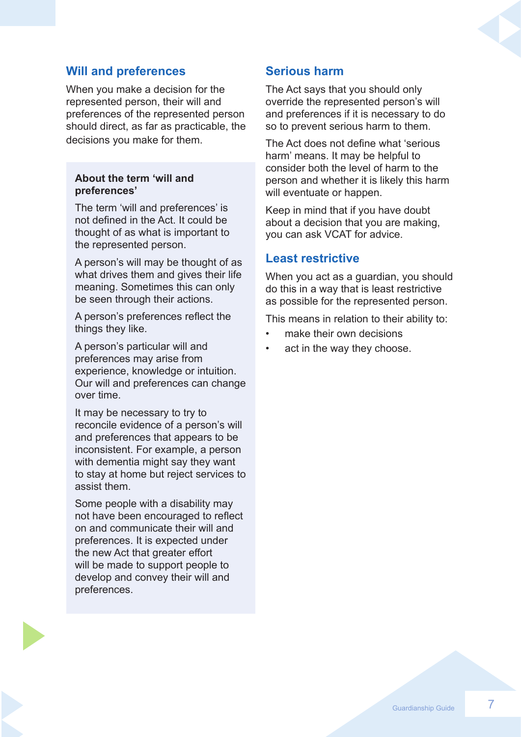## Will and preferences

When you make a decision for the represented person, their will and preferences of the represented person should direct, as far as practicable, the decisions you make for them.

**About the term 'will and preferences'**

The term 'will and preferences' is not defined in the Act. It could be thought of as what is important to the represented person.

A person's will may be thought of as what drives them and gives their life meaning. Sometimes this can only be seen through their actions.

A person's preferences reflect the things they like.

A person's particular will and preferences may arise from experience, knowledge or intuition. Our will and preferences can change over time.

It may be necessary to try to reconcile evidence of a person's will and preferences that appears to be inconsistent. For example, a person with dementia might say they want to stay at home but reject services to assist them.

Some people with a disability may not have been encouraged to reflect on and communicate their will and preferences. It is expected under the new Act that greater effort will be made to support people to develop and convey their will and preferences.

## Serious harm

The Act says that you should only override the represented person's will and preferences if it is necessary to do so to prevent serious harm to them.

The Act does not define what 'serious harm' means. It may be helpful to consider both the level of harm to the person and whether it is likely this harm will eventuate or happen.

Keep in mind that if you have doubt about a decision that you are making, you can ask VCAT for advice.

## Least restrictive

When you act as a guardian, you should do this in a way that is least restrictive as possible for the represented person.

This means in relation to their ability to:

- make their own decisions
- act in the way they choose.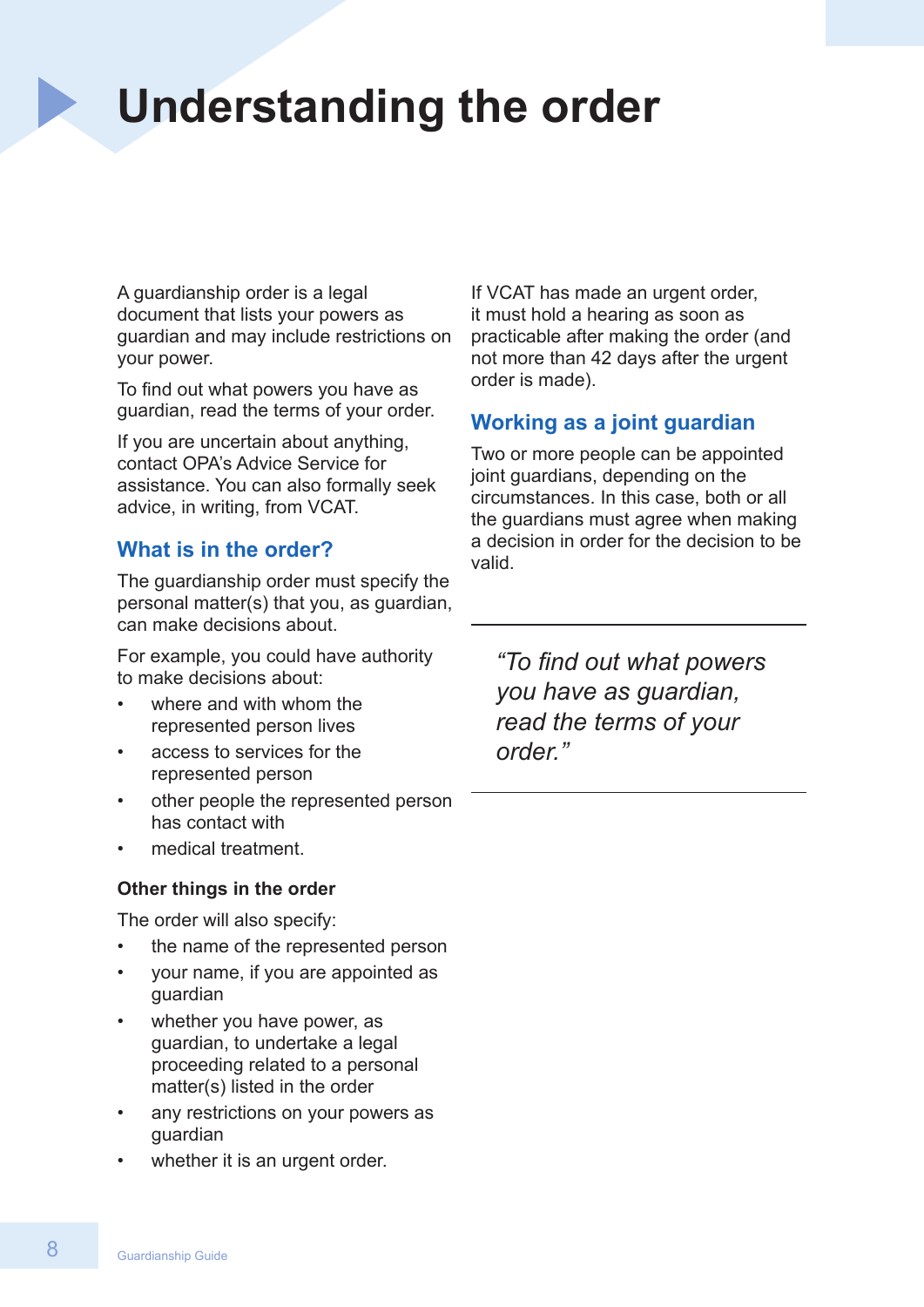# Understanding the order

A guardianship order is a legal document that lists your powers as guardian and may include restrictions on your power.

To find out what powers you have as guardian, read the terms of your order.

If you are uncertain about anything, contact OPA's Advice Service for assistance. You can also formally seek advice, in writing, from VCAT.

## What is in the order?

The guardianship order must specify the personal matter(s) that you, as guardian, can make decisions about.

For example, you could have authority to make decisions about:

- where and with whom the represented person lives
- access to services for the represented person
- other people the represented person has contact with
- medical treatment.

### Other things in the order

The order will also specify:

- the name of the represented person
- your name, if you are appointed as guardian
- whether you have power, as guardian, to undertake a legal proceeding related to a personal matter(s) listed in the order
- any restrictions on your powers as guardian
- whether it is an urgent order.

If VCAT has made an urgent order, it must hold a hearing as soon as practicable after making the order (and not more than 42 days after the urgent order is made).

## Working as a joint guardian

Two or more people can be appointed joint guardians, depending on the circumstances. In this case, both or all the guardians must agree when making a decision in order for the decision to be valid.

---

*"To find out what powers you have as guardian, read the terms of your order."*

---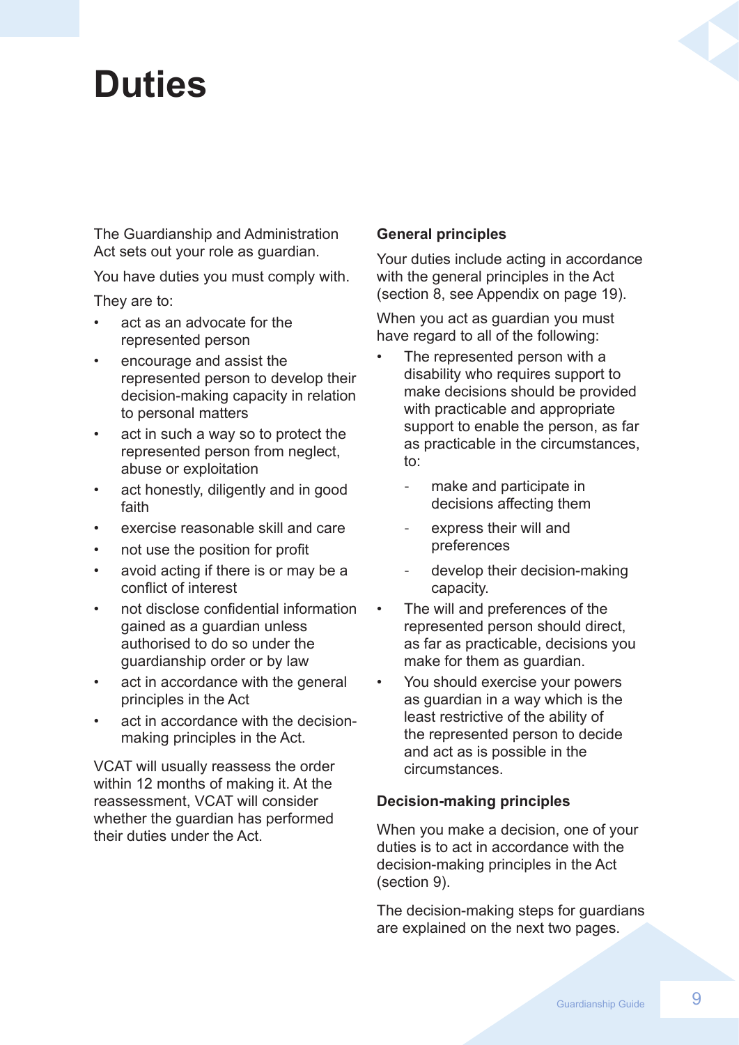# Duties

The Guardianship and Administration Act sets out your role as guardian.

You have duties you must comply with.

They are to:

- act as an advocate for the represented person
- encourage and assist the represented person to develop their decision-making capacity in relation to personal matters
- act in such a way so to protect the represented person from neglect, abuse or exploitation
- act honestly, diligently and in good faith
- exercise reasonable skill and care
- not use the position for profit
- avoid acting if there is or may be a conflict of interest
- not disclose confidential information gained as a guardian unless authorised to do so under the guardianship order or by law
- act in accordance with the general principles in the Act
- act in accordance with the decision-making principles in the Act.

VCAT will usually reassess the order within 12 months of making it. At the reassessment, VCAT will consider whether the guardian has performed their duties under the Act.

**General principles**

Your duties include acting in accordance with the general principles in the Act (section 8, see Appendix on page 19).

When you act as guardian you must have regard to all of the following:

- The represented person with a disability who requires support to make decisions should be provided with practicable and appropriate support to enable the person, as far as practicable in the circumstances, to:
    - make and participate in decisions affecting them
    - express their will and preferences
    - develop their decision-making capacity.
- The will and preferences of the represented person should direct, as far as practicable, decisions you make for them as guardian.
- You should exercise your powers as guardian in a way which is the least restrictive of the ability of the represented person to decide and act as is possible in the circumstances.

**Decision-making principles**

When you make a decision, one of your duties is to act in accordance with the decision-making principles in the Act (section 9).

The decision-making steps for guardians are explained on the next two pages.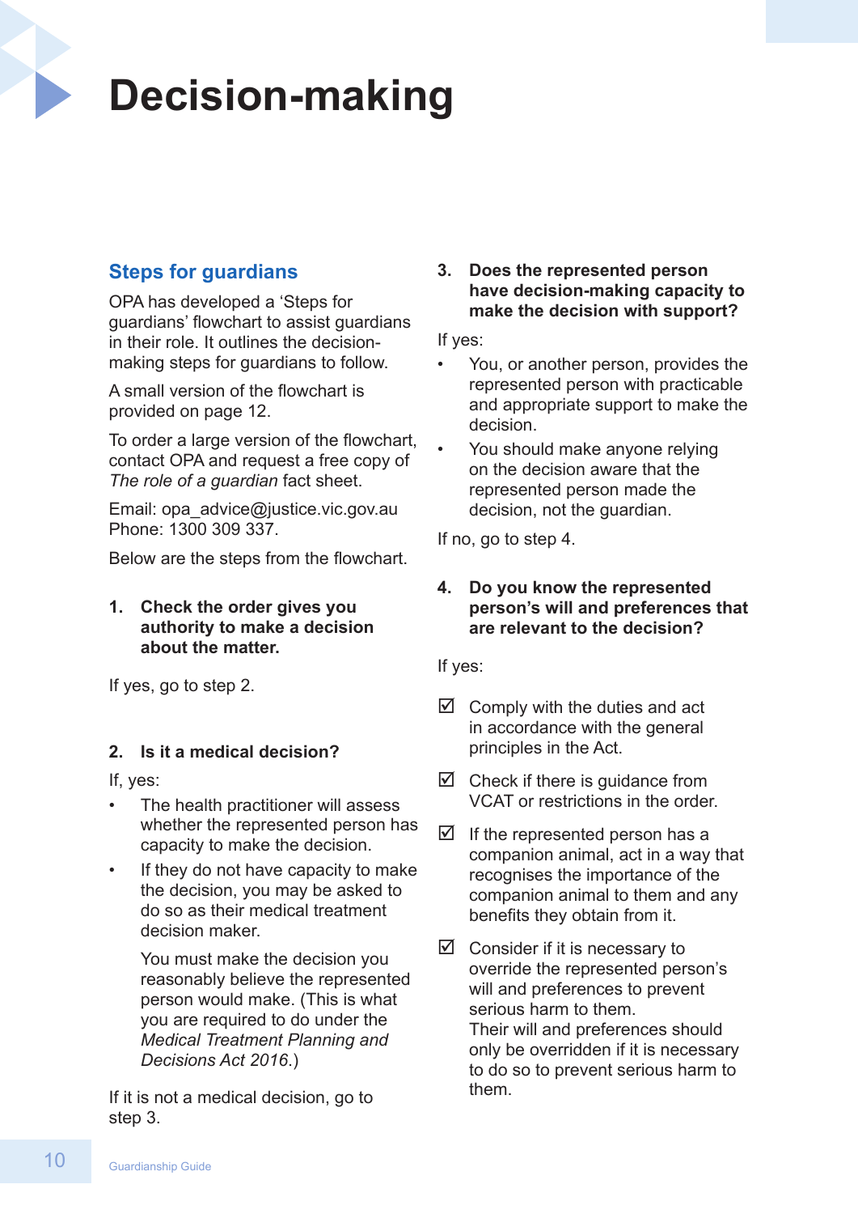# Decision-making

## Steps for guardians

OPA has developed a 'Steps for guardians' flowchart to assist guardians in their role. It outlines the decision-making steps for guardians to follow.

A small version of the flowchart is provided on page 12.

To order a large version of the flowchart, contact OPA and request a free copy of *The role of a guardian* fact sheet.

Email: opa_advice@justice.vic.gov.au
Phone: 1300 309 337.

Below are the steps from the flowchart.

### 1. Check the order gives you authority to make a decision about the matter.

If yes, go to step 2.

### 2. Is it a medical decision?

If, yes:

- The health practitioner will assess whether the represented person has capacity to make the decision.
- If they do not have capacity to make the decision, you may be asked to do so as their medical treatment decision maker.

  You must make the decision you reasonably believe the represented person would make. (This is what you are required to do under the *Medical Treatment Planning and Decisions Act 2016*.)

If it is not a medical decision, go to step 3.

### 3. Does the represented person have decision-making capacity to make the decision with support?

If yes:

- You, or another person, provides the represented person with practicable and appropriate support to make the decision.
- You should make anyone relying on the decision aware that the represented person made the decision, not the guardian.

If no, go to step 4.

### 4. Do you know the represented person's will and preferences that are relevant to the decision?

If yes:

- ☑ Comply with the duties and act in accordance with the general principles in the Act.
- ☑ Check if there is guidance from VCAT or restrictions in the order.
- ☑ If the represented person has a companion animal, act in a way that recognises the importance of the companion animal to them and any benefits they obtain from it.
- ☑ Consider if it is necessary to override the represented person's will and preferences to prevent serious harm to them.
  Their will and preferences should only be overridden if it is necessary to do so to prevent serious harm to them.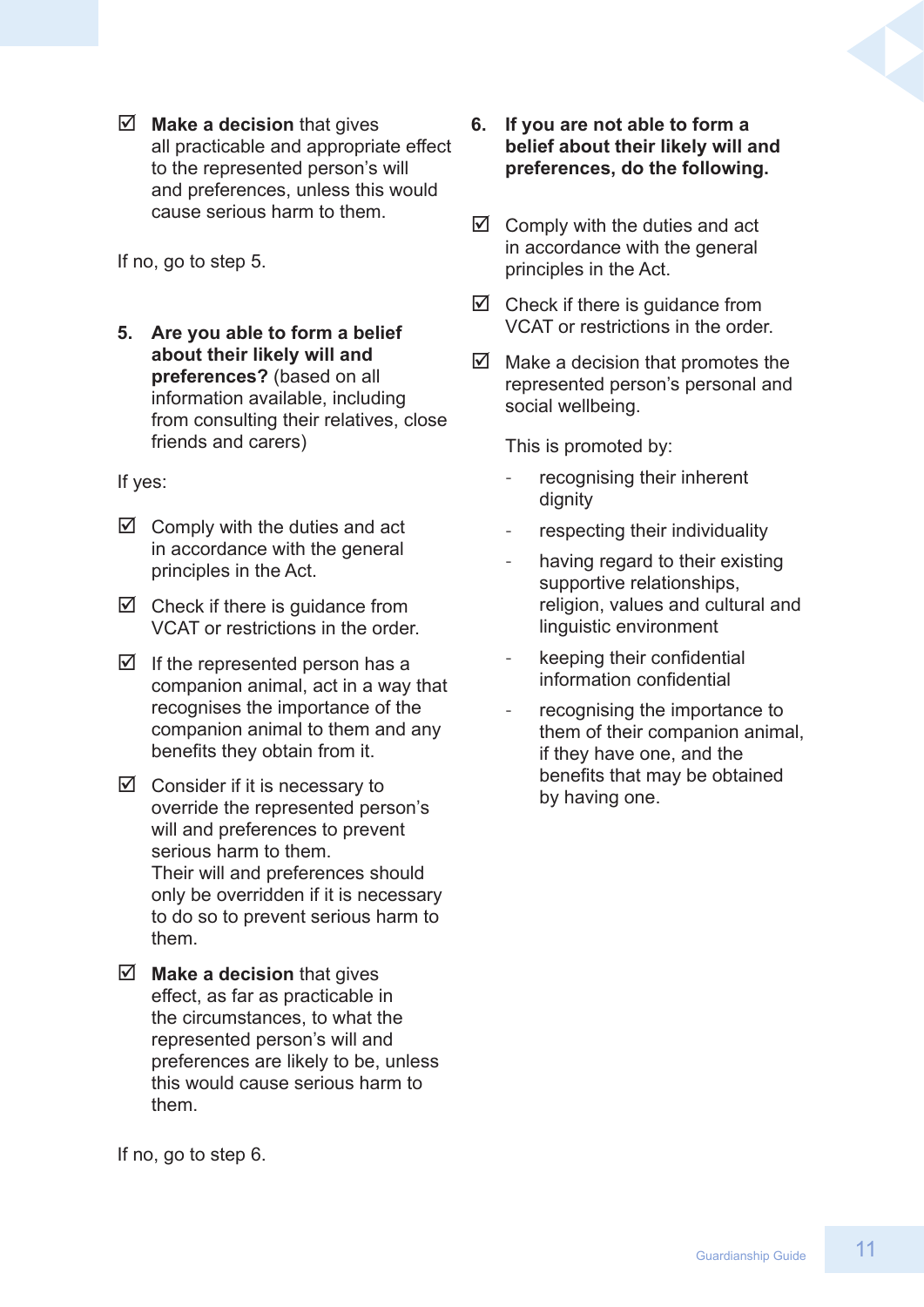- ☑ **Make a decision** that gives all practicable and appropriate effect to the represented person's will and preferences, unless this would cause serious harm to them.

If no, go to step 5.

**5. Are you able to form a belief about their likely will and preferences?** (based on all information available, including from consulting their relatives, close friends and carers)

If yes:

- ☑ Comply with the duties and act in accordance with the general principles in the Act.
- ☑ Check if there is guidance from VCAT or restrictions in the order.
- ☑ If the represented person has a companion animal, act in a way that recognises the importance of the companion animal to them and any benefits they obtain from it.
- ☑ Consider if it is necessary to override the represented person's will and preferences to prevent serious harm to them.
  Their will and preferences should only be overridden if it is necessary to do so to prevent serious harm to them.
- ☑ **Make a decision** that gives effect, as far as practicable in the circumstances, to what the represented person's will and preferences are likely to be, unless this would cause serious harm to them.

If no, go to step 6.

**6. If you are not able to form a belief about their likely will and preferences, do the following.**

- ☑ Comply with the duties and act in accordance with the general principles in the Act.
- ☑ Check if there is guidance from VCAT or restrictions in the order.
- ☑ Make a decision that promotes the represented person's personal and social wellbeing.

  This is promoted by:

  - recognising their inherent dignity
  - respecting their individuality
  - having regard to their existing supportive relationships, religion, values and cultural and linguistic environment
  - keeping their confidential information confidential
  - recognising the importance to them of their companion animal, if they have one, and the benefits that may be obtained by having one.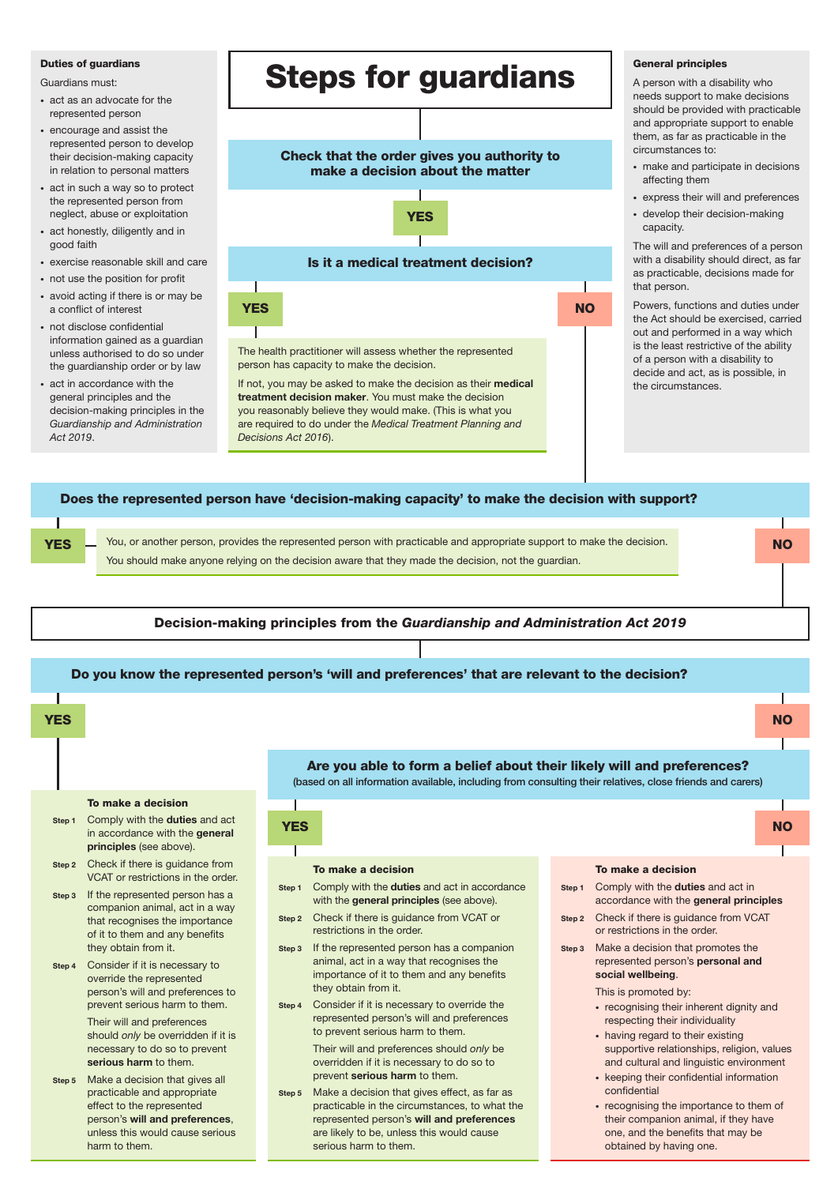# Steps for guardians

### Duties of guardians

Guardians must:

- act as an advocate for the represented person
- encourage and assist the represented person to develop their decision-making capacity in relation to personal matters
- act in such a way so to protect the represented person from neglect, abuse or exploitation
- act honestly, diligently and in good faith
- exercise reasonable skill and care
- not use the position for profit
- avoid acting if there is or may be a conflict of interest
- not disclose confidential information gained as a guardian unless authorised to do so under the guardianship order or by law
- act in accordance with the general principles and the decision-making principles in the *Guardianship and Administration Act 2019*.

### General principles

A person with a disability who needs support to make decisions should be provided with practicable and appropriate support to enable them, as far as practicable in the circumstances to:

- make and participate in decisions affecting them
- express their will and preferences
- develop their decision-making capacity.

The will and preferences of a person with a disability should direct, as far as practicable, decisions made for that person.

Powers, functions and duties under the Act should be exercised, carried out and performed in a way which is the least restrictive of the ability of a person with a disability to decide and act, as is possible, in the circumstances.

---

**Check that the order gives you authority to make a decision about the matter**

**YES**

**Is it a medical treatment decision?**

**YES**

The health practitioner will assess whether the represented person has capacity to make the decision.

If not, you may be asked to make the decision as their **medical treatment decision maker**. You must make the decision you reasonably believe they would make. (This is what you are required to do under the *Medical Treatment Planning and Decisions Act 2016*).

**NO**

**Does the represented person have 'decision-making capacity' to make the decision with support?**

**YES**

You, or another person, provides the represented person with practicable and appropriate support to make the decision.

You should make anyone relying on the decision aware that they made the decision, not the guardian.

**NO**

**Decision-making principles from the *Guardianship and Administration Act 2019***

**Do you know the represented person's 'will and preferences' that are relevant to the decision?**

**YES**

**To make a decision**

- **Step 1** Comply with the **duties** and act in accordance with the **general principles** (see above).
- **Step 2** Check if there is guidance from VCAT or restrictions in the order.
- **Step 3** If the represented person has a companion animal, act in a way that recognises the importance of it to them and any benefits they obtain from it.
- **Step 4** Consider if it is necessary to override the represented person's will and preferences to prevent serious harm to them.

  Their will and preferences should *only* be overridden if it is necessary to do so to prevent **serious harm** to them.
- **Step 5** Make a decision that gives all practicable and appropriate effect to the represented person's **will and preferences**, unless this would cause serious harm to them.

**NO**

**Are you able to form a belief about their likely will and preferences?**
(based on all information available, including from consulting their relatives, close friends and carers)

**YES**

**To make a decision**

- **Step 1** Comply with the **duties** and act in accordance with the **general principles** (see above).
- **Step 2** Check if there is guidance from VCAT or restrictions in the order.
- **Step 3** If the represented person has a companion animal, act in a way that recognises the importance of it to them and any benefits they obtain from it.
- **Step 4** Consider if it is necessary to override the represented person's will and preferences to prevent serious harm to them.

  Their will and preferences should *only* be overridden if it is necessary to do so to prevent **serious harm** to them.
- **Step 5** Make a decision that gives effect, as far as practicable in the circumstances, to what the represented person's **will and preferences** are likely to be, unless this would cause serious harm to them.

**NO**

**To make a decision**

- **Step 1** Comply with the **duties** and act in accordance with the **general principles**
- **Step 2** Check if there is guidance from VCAT or restrictions in the order.
- **Step 3** Make a decision that promotes the represented person's **personal and social wellbeing**.

  This is promoted by:
  - recognising their inherent dignity and respecting their individuality
  - having regard to their existing supportive relationships, religion, values and cultural and linguistic environment
  - keeping their confidential information confidential
  - recognising the importance to them of their companion animal, if they have one, and the benefits that may be obtained by having one.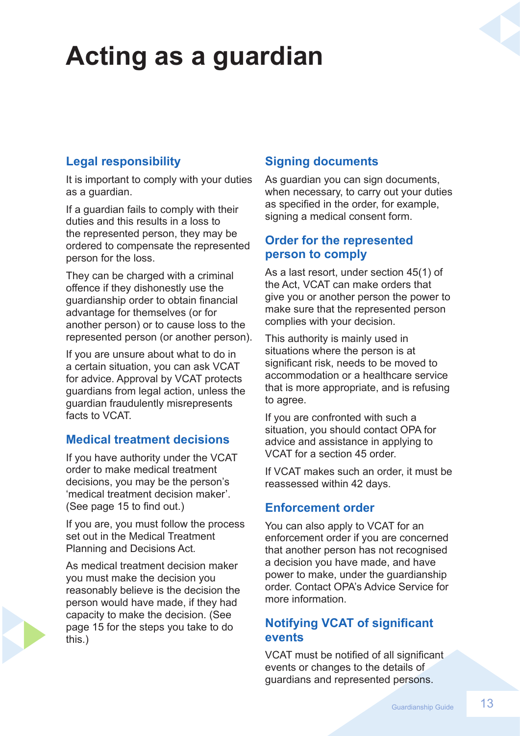# Acting as a guardian

## Legal responsibility

It is important to comply with your duties as a guardian.

If a guardian fails to comply with their duties and this results in a loss to the represented person, they may be ordered to compensate the represented person for the loss.

They can be charged with a criminal offence if they dishonestly use the guardianship order to obtain financial advantage for themselves (or for another person) or to cause loss to the represented person (or another person).

If you are unsure about what to do in a certain situation, you can ask VCAT for advice. Approval by VCAT protects guardians from legal action, unless the guardian fraudulently misrepresents facts to VCAT.

## Medical treatment decisions

If you have authority under the VCAT order to make medical treatment decisions, you may be the person's 'medical treatment decision maker'. (See page 15 to find out.)

If you are, you must follow the process set out in the Medical Treatment Planning and Decisions Act.

As medical treatment decision maker you must make the decision you reasonably believe is the decision the person would have made, if they had capacity to make the decision. (See page 15 for the steps you take to do this.)

## Signing documents

As guardian you can sign documents, when necessary, to carry out your duties as specified in the order, for example, signing a medical consent form.

## Order for the represented person to comply

As a last resort, under section 45(1) of the Act, VCAT can make orders that give you or another person the power to make sure that the represented person complies with your decision.

This authority is mainly used in situations where the person is at significant risk, needs to be moved to accommodation or a healthcare service that is more appropriate, and is refusing to agree.

If you are confronted with such a situation, you should contact OPA for advice and assistance in applying to VCAT for a section 45 order.

If VCAT makes such an order, it must be reassessed within 42 days.

## Enforcement order

You can also apply to VCAT for an enforcement order if you are concerned that another person has not recognised a decision you have made, and have power to make, under the guardianship order. Contact OPA's Advice Service for more information.

## Notifying VCAT of significant events

VCAT must be notified of all significant events or changes to the details of guardians and represented persons.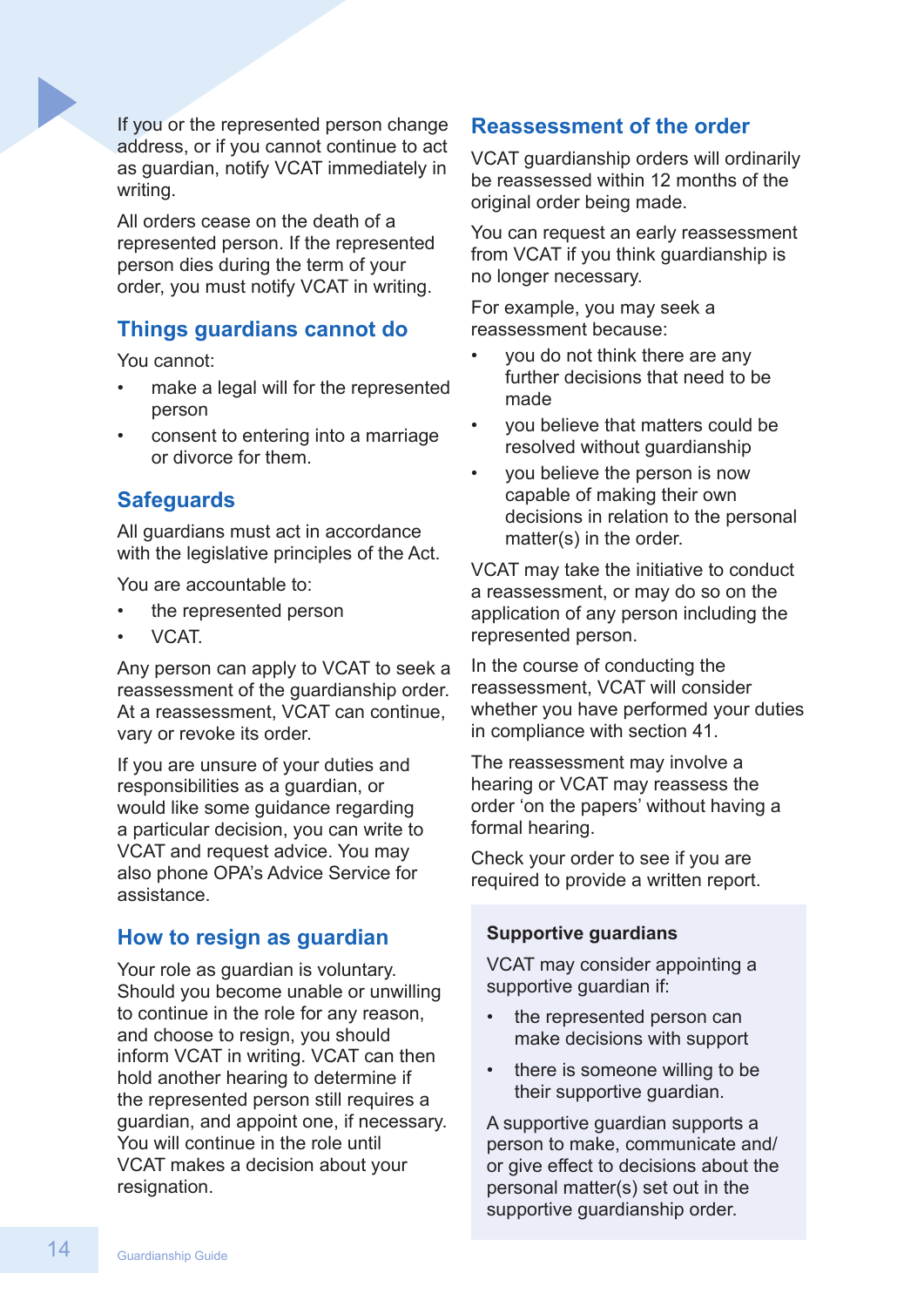If you or the represented person change address, or if you cannot continue to act as guardian, notify VCAT immediately in writing.

All orders cease on the death of a represented person. If the represented person dies during the term of your order, you must notify VCAT in writing.

## Things guardians cannot do

You cannot:

- make a legal will for the represented person
- consent to entering into a marriage or divorce for them.

## Safeguards

All guardians must act in accordance with the legislative principles of the Act.

You are accountable to:

- the represented person
- VCAT.

Any person can apply to VCAT to seek a reassessment of the guardianship order. At a reassessment, VCAT can continue, vary or revoke its order.

If you are unsure of your duties and responsibilities as a guardian, or would like some guidance regarding a particular decision, you can write to VCAT and request advice. You may also phone OPA's Advice Service for assistance.

## How to resign as guardian

Your role as guardian is voluntary. Should you become unable or unwilling to continue in the role for any reason, and choose to resign, you should inform VCAT in writing. VCAT can then hold another hearing to determine if the represented person still requires a guardian, and appoint one, if necessary. You will continue in the role until VCAT makes a decision about your resignation.

## Reassessment of the order

VCAT guardianship orders will ordinarily be reassessed within 12 months of the original order being made.

You can request an early reassessment from VCAT if you think guardianship is no longer necessary.

For example, you may seek a reassessment because:

- you do not think there are any further decisions that need to be made
- you believe that matters could be resolved without guardianship
- you believe the person is now capable of making their own decisions in relation to the personal matter(s) in the order.

VCAT may take the initiative to conduct a reassessment, or may do so on the application of any person including the represented person.

In the course of conducting the reassessment, VCAT will consider whether you have performed your duties in compliance with section 41.

The reassessment may involve a hearing or VCAT may reassess the order 'on the papers' without having a formal hearing.

Check your order to see if you are required to provide a written report.

### Supportive guardians

VCAT may consider appointing a supportive guardian if:

- the represented person can make decisions with support
- there is someone willing to be their supportive guardian.

A supportive guardian supports a person to make, communicate and/or give effect to decisions about the personal matter(s) set out in the supportive guardianship order.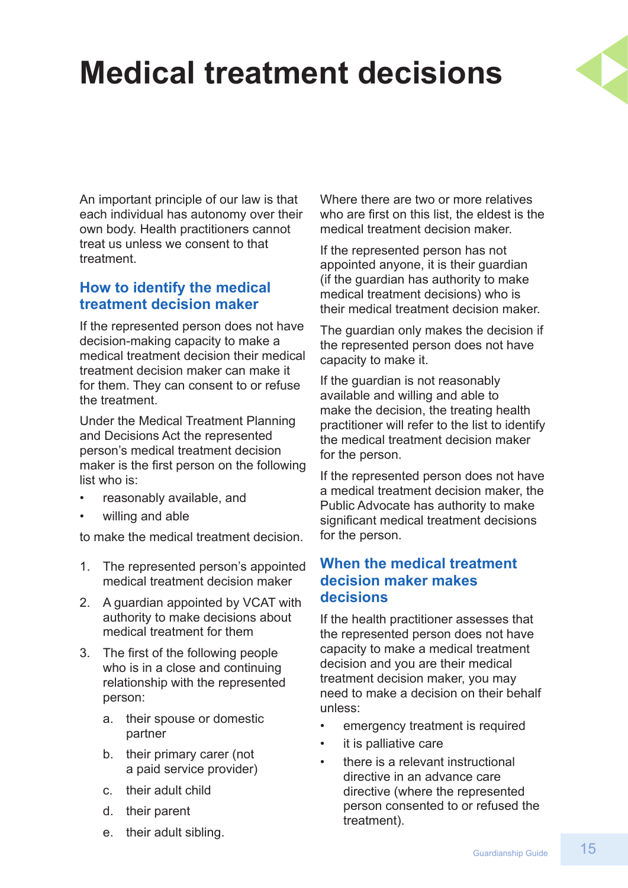# Medical treatment decisions

An important principle of our law is that each individual has autonomy over their own body. Health practitioners cannot treat us unless we consent to that treatment.

## How to identify the medical treatment decision maker

If the represented person does not have decision-making capacity to make a medical treatment decision their medical treatment decision maker can make it for them. They can consent to or refuse the treatment.

Under the Medical Treatment Planning and Decisions Act the represented person's medical treatment decision maker is the first person on the following list who is:

- reasonably available, and
- willing and able

to make the medical treatment decision.

1. The represented person's appointed medical treatment decision maker
2. A guardian appointed by VCAT with authority to make decisions about medical treatment for them
3. The first of the following people who is in a close and continuing relationship with the represented person:
   a. their spouse or domestic partner
   b. their primary carer (not a paid service provider)
   c. their adult child
   d. their parent
   e. their adult sibling.

Where there are two or more relatives who are first on this list, the eldest is the medical treatment decision maker.

If the represented person has not appointed anyone, it is their guardian (if the guardian has authority to make medical treatment decisions) who is their medical treatment decision maker.

The guardian only makes the decision if the represented person does not have capacity to make it.

If the guardian is not reasonably available and willing and able to make the decision, the treating health practitioner will refer to the list to identify the medical treatment decision maker for the person.

If the represented person does not have a medical treatment decision maker, the Public Advocate has authority to make significant medical treatment decisions for the person.

## When the medical treatment decision maker makes decisions

If the health practitioner assesses that the represented person does not have capacity to make a medical treatment decision and you are their medical treatment decision maker, you may need to make a decision on their behalf unless:

- emergency treatment is required
- it is palliative care
- there is a relevant instructional directive in an advance care directive (where the represented person consented to or refused the treatment).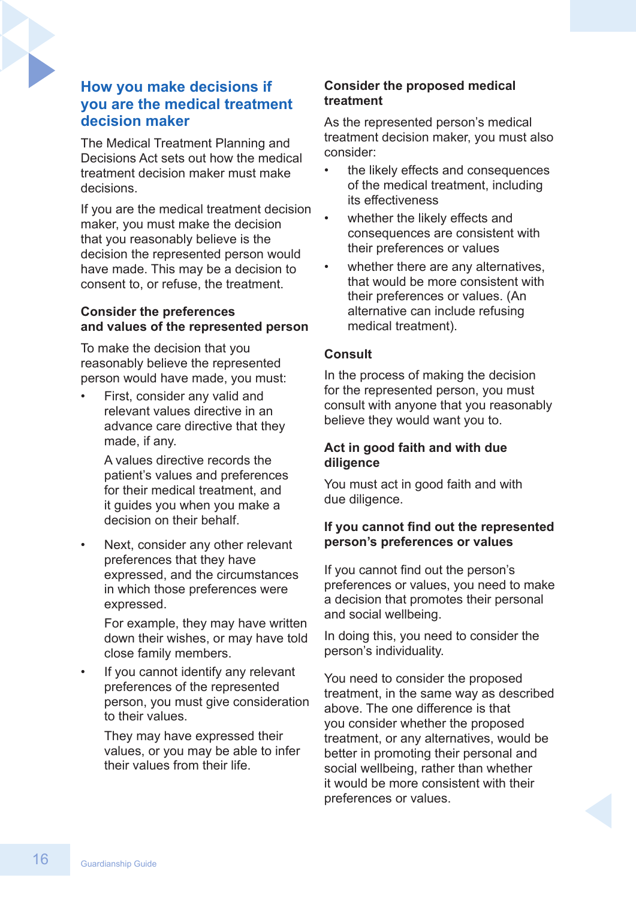## How you make decisions if you are the medical treatment decision maker

The Medical Treatment Planning and Decisions Act sets out how the medical treatment decision maker must make decisions.

If you are the medical treatment decision maker, you must make the decision that you reasonably believe is the decision the represented person would have made. This may be a decision to consent to, or refuse, the treatment.

### Consider the preferences and values of the represented person

To make the decision that you reasonably believe the represented person would have made, you must:

- First, consider any valid and relevant values directive in an advance care directive that they made, if any.

  A values directive records the patient's values and preferences for their medical treatment, and it guides you when you make a decision on their behalf.

- Next, consider any other relevant preferences that they have expressed, and the circumstances in which those preferences were expressed.

  For example, they may have written down their wishes, or may have told close family members.

- If you cannot identify any relevant preferences of the represented person, you must give consideration to their values.

  They may have expressed their values, or you may be able to infer their values from their life.

### Consider the proposed medical treatment

As the represented person's medical treatment decision maker, you must also consider:

- the likely effects and consequences of the medical treatment, including its effectiveness
- whether the likely effects and consequences are consistent with their preferences or values
- whether there are any alternatives, that would be more consistent with their preferences or values. (An alternative can include refusing medical treatment).

### Consult

In the process of making the decision for the represented person, you must consult with anyone that you reasonably believe they would want you to.

### Act in good faith and with due diligence

You must act in good faith and with due diligence.

### If you cannot find out the represented person's preferences or values

If you cannot find out the person's preferences or values, you need to make a decision that promotes their personal and social wellbeing.

In doing this, you need to consider the person's individuality.

You need to consider the proposed treatment, in the same way as described above. The one difference is that you consider whether the proposed treatment, or any alternatives, would be better in promoting their personal and social wellbeing, rather than whether it would be more consistent with their preferences or values.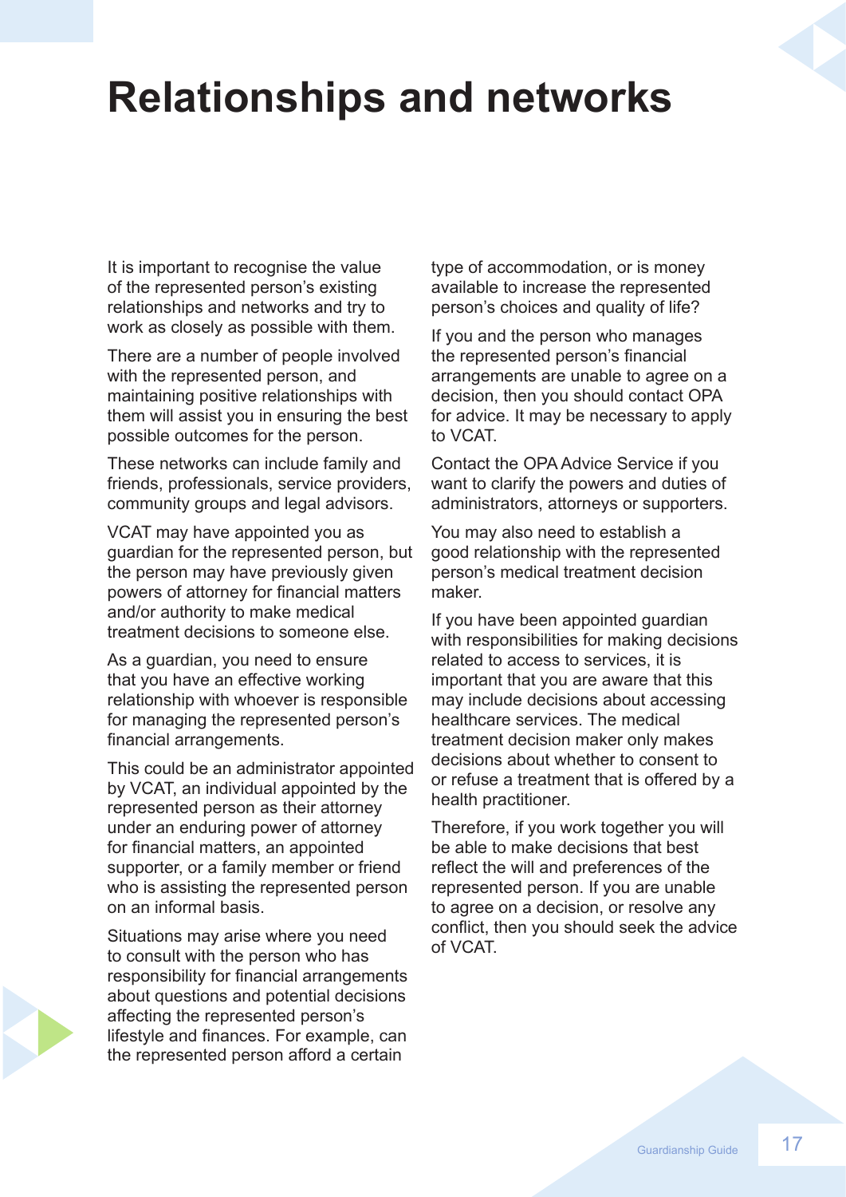# Relationships and networks

It is important to recognise the value of the represented person's existing relationships and networks and try to work as closely as possible with them.

There are a number of people involved with the represented person, and maintaining positive relationships with them will assist you in ensuring the best possible outcomes for the person.

These networks can include family and friends, professionals, service providers, community groups and legal advisors.

VCAT may have appointed you as guardian for the represented person, but the person may have previously given powers of attorney for financial matters and/or authority to make medical treatment decisions to someone else.

As a guardian, you need to ensure that you have an effective working relationship with whoever is responsible for managing the represented person's financial arrangements.

This could be an administrator appointed by VCAT, an individual appointed by the represented person as their attorney under an enduring power of attorney for financial matters, an appointed supporter, or a family member or friend who is assisting the represented person on an informal basis.

Situations may arise where you need to consult with the person who has responsibility for financial arrangements about questions and potential decisions affecting the represented person's lifestyle and finances. For example, can the represented person afford a certain type of accommodation, or is money available to increase the represented person's choices and quality of life?

If you and the person who manages the represented person's financial arrangements are unable to agree on a decision, then you should contact OPA for advice. It may be necessary to apply to VCAT.

Contact the OPA Advice Service if you want to clarify the powers and duties of administrators, attorneys or supporters.

You may also need to establish a good relationship with the represented person's medical treatment decision maker.

If you have been appointed guardian with responsibilities for making decisions related to access to services, it is important that you are aware that this may include decisions about accessing healthcare services. The medical treatment decision maker only makes decisions about whether to consent to or refuse a treatment that is offered by a health practitioner.

Therefore, if you work together you will be able to make decisions that best reflect the will and preferences of the represented person. If you are unable to agree on a decision, or resolve any conflict, then you should seek the advice of VCAT.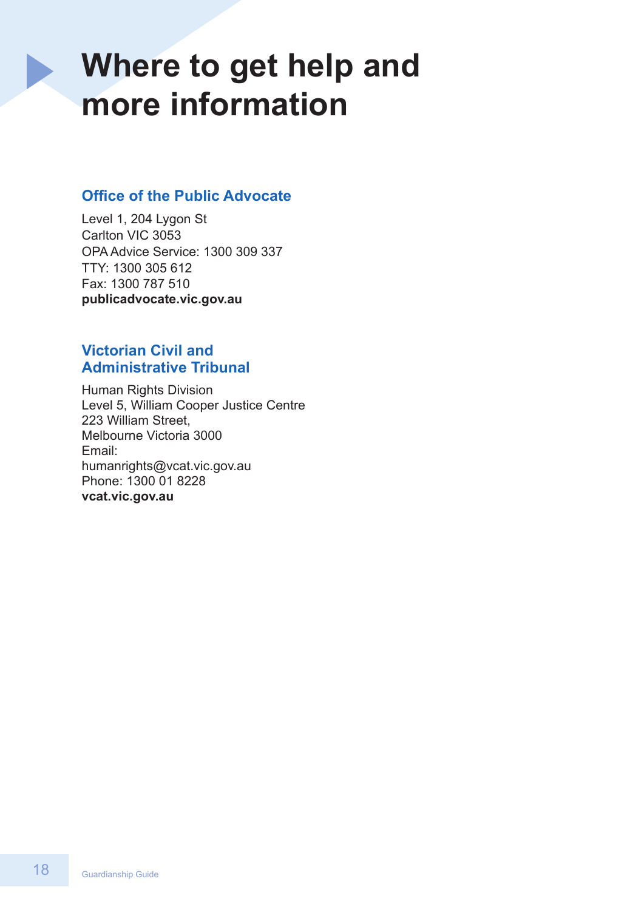# Where to get help and more information

## Office of the Public Advocate

Level 1, 204 Lygon St
Carlton VIC 3053
OPA Advice Service: 1300 309 337
TTY: 1300 305 612
Fax: 1300 787 510
**publicadvocate.vic.gov.au**

## Victorian Civil and Administrative Tribunal

Human Rights Division
Level 5, William Cooper Justice Centre
223 William Street,
Melbourne Victoria 3000
Email:
humanrights@vcat.vic.gov.au
Phone: 1300 01 8228
**vcat.vic.gov.au**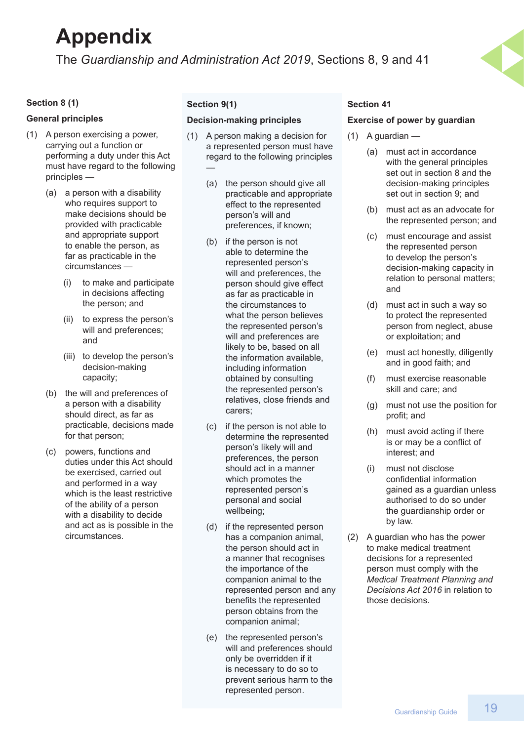# Appendix

The *Guardianship and Administration Act 2019*, Sections 8, 9 and 41

**Section 8 (1)**

**General principles**

(1) A person exercising a power, carrying out a function or performing a duty under this Act must have regard to the following principles —

- (a) a person with a disability who requires support to make decisions should be provided with practicable and appropriate support to enable the person, as far as practicable in the circumstances —
  - (i) to make and participate in decisions affecting the person; and
  - (ii) to express the person's will and preferences; and
  - (iii) to develop the person's decision-making capacity;
- (b) the will and preferences of a person with a disability should direct, as far as practicable, decisions made for that person;
- (c) powers, functions and duties under this Act should be exercised, carried out and performed in a way which is the least restrictive of the ability of a person with a disability to decide and act as is possible in the circumstances.

**Section 9(1)**

**Decision-making principles**

(1) A person making a decision for a represented person must have regard to the following principles —

- (a) the person should give all practicable and appropriate effect to the represented person's will and preferences, if known;
- (b) if the person is not able to determine the represented person's will and preferences, the person should give effect as far as practicable in the circumstances to what the person believes the represented person's will and preferences are likely to be, based on all the information available, including information obtained by consulting the represented person's relatives, close friends and carers;
- (c) if the person is not able to determine the represented person's likely will and preferences, the person should act in a manner which promotes the represented person's personal and social wellbeing;
- (d) if the represented person has a companion animal, the person should act in a manner that recognises the importance of the companion animal to the represented person and any benefits the represented person obtains from the companion animal;
- (e) the represented person's will and preferences should only be overridden if it is necessary to do so to prevent serious harm to the represented person.

**Section 41**

**Exercise of power by guardian**

(1) A guardian —

- (a) must act in accordance with the general principles set out in section 8 and the decision-making principles set out in section 9; and
- (b) must act as an advocate for the represented person; and
- (c) must encourage and assist the represented person to develop the person's decision-making capacity in relation to personal matters; and
- (d) must act in such a way so to protect the represented person from neglect, abuse or exploitation; and
- (e) must act honestly, diligently and in good faith; and
- (f) must exercise reasonable skill and care; and
- (g) must not use the position for profit; and
- (h) must avoid acting if there is or may be a conflict of interest; and
- (i) must not disclose confidential information gained as a guardian unless authorised to do so under the guardianship order or by law.

(2) A guardian who has the power to make medical treatment decisions for a represented person must comply with the *Medical Treatment Planning and Decisions Act 2016* in relation to those decisions.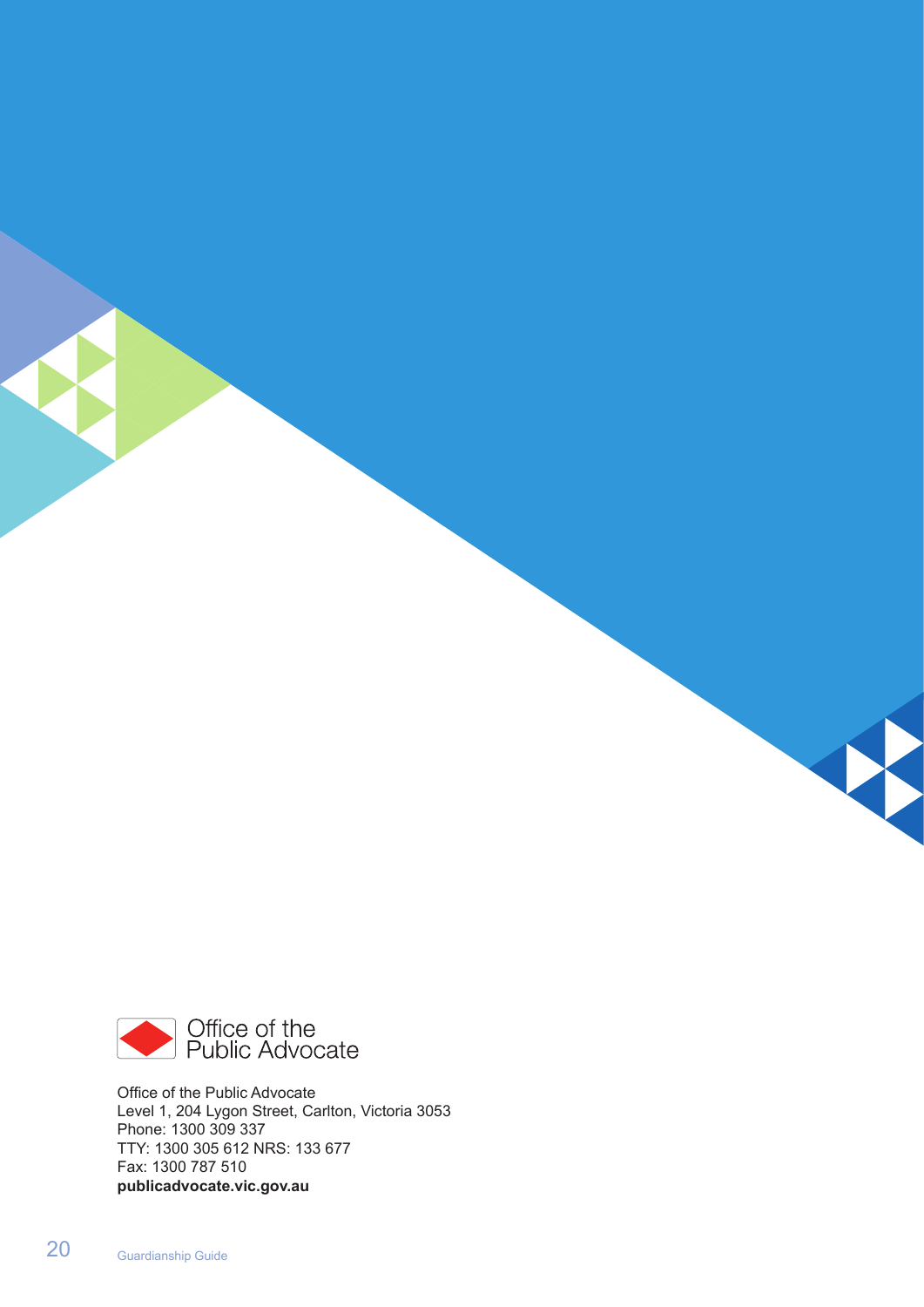Office of the Public Advocate

Office of the Public Advocate
Level 1, 204 Lygon Street, Carlton, Victoria 3053
Phone: 1300 309 337
TTY: 1300 305 612 NRS: 133 677
Fax: 1300 787 510
**publicadvocate.vic.gov.au**